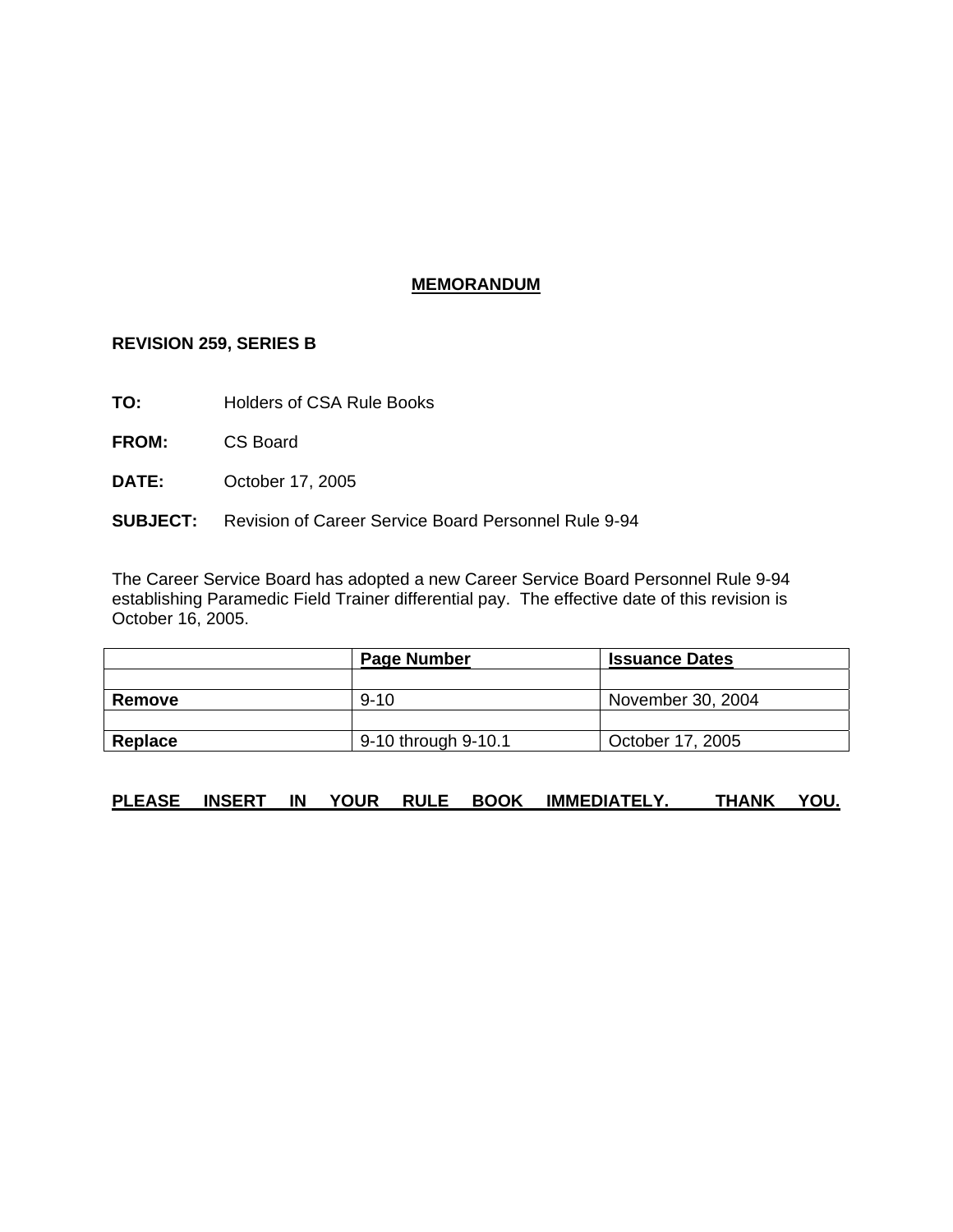# MEMORANDUM

**REVISION 259, SERIES B**

**TO:** Holders of CSA Rule Books

**FROM:** CS Board

**DATE:** October 17, 2005

**SUBJECT:** Revision of Career Service Board Personnel Rule 9-94

The Career Service Board has adopted a new Career Service Board Personnel Rule 9-94 establishing Paramedic Field Trainer differential pay. The effective date of this revision is October 16, 2005.

| | Page Number | Issuance Dates |
|---|---|---|
| | | |
| **Remove** | 9-10 | November 30, 2004 |
| | | |
| **Replace** | 9-10 through 9-10.1 | October 17, 2005 |

**PLEASE INSERT IN YOUR RULE BOOK IMMEDIATELY. THANK YOU.**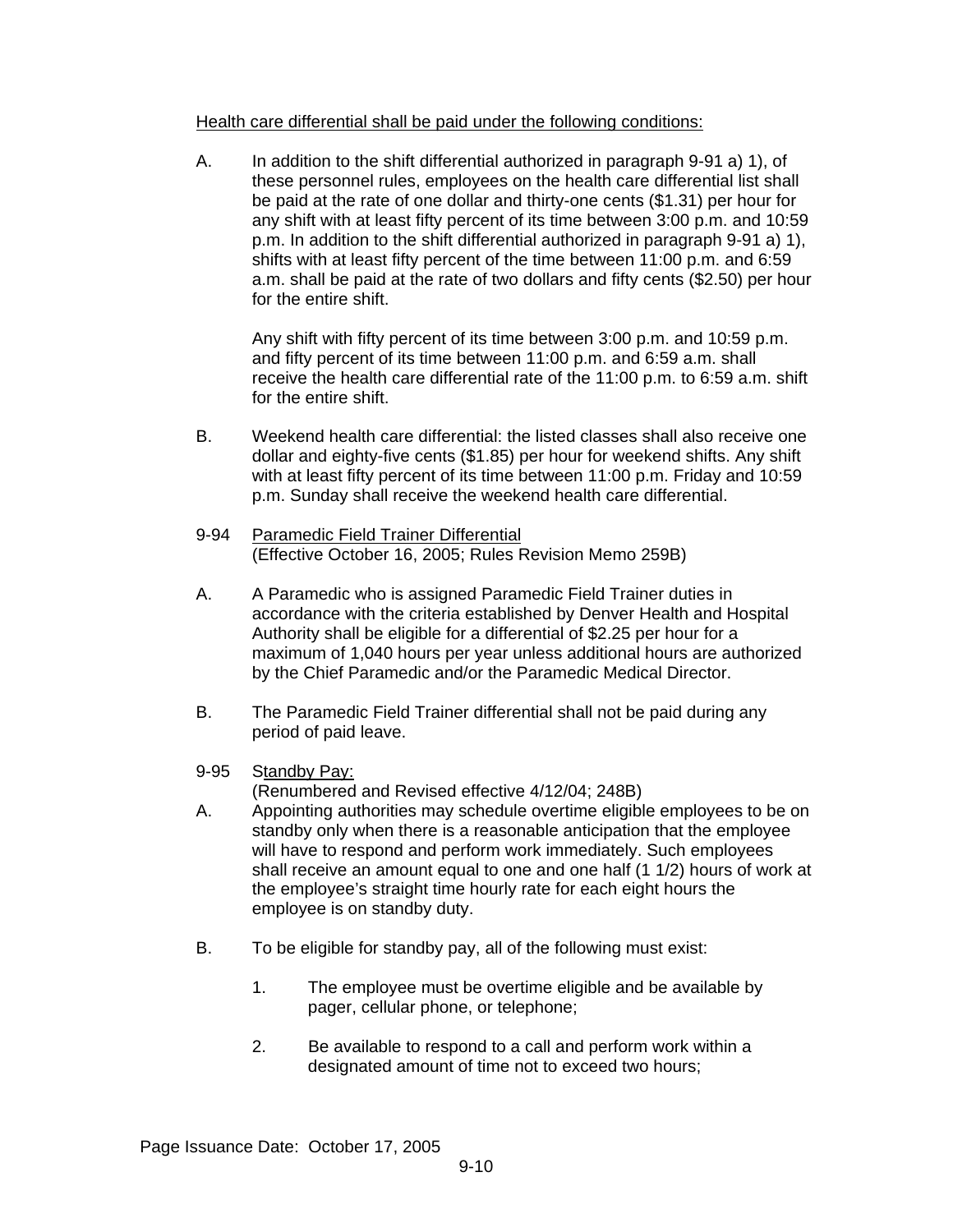Health care differential shall be paid under the following conditions:

A. In addition to the shift differential authorized in paragraph 9-91 a) 1), of these personnel rules, employees on the health care differential list shall be paid at the rate of one dollar and thirty-one cents ($1.31) per hour for any shift with at least fifty percent of its time between 3:00 p.m. and 10:59 p.m. In addition to the shift differential authorized in paragraph 9-91 a) 1), shifts with at least fifty percent of the time between 11:00 p.m. and 6:59 a.m. shall be paid at the rate of two dollars and fifty cents ($2.50) per hour for the entire shift.

   Any shift with fifty percent of its time between 3:00 p.m. and 10:59 p.m. and fifty percent of its time between 11:00 p.m. and 6:59 a.m. shall receive the health care differential rate of the 11:00 p.m. to 6:59 a.m. shift for the entire shift.

B. Weekend health care differential: the listed classes shall also receive one dollar and eighty-five cents ($1.85) per hour for weekend shifts. Any shift with at least fifty percent of its time between 11:00 p.m. Friday and 10:59 p.m. Sunday shall receive the weekend health care differential.

9-94 Paramedic Field Trainer Differential
(Effective October 16, 2005; Rules Revision Memo 259B)

A. A Paramedic who is assigned Paramedic Field Trainer duties in accordance with the criteria established by Denver Health and Hospital Authority shall be eligible for a differential of $2.25 per hour for a maximum of 1,040 hours per year unless additional hours are authorized by the Chief Paramedic and/or the Paramedic Medical Director.

B. The Paramedic Field Trainer differential shall not be paid during any period of paid leave.

9-95 Standby Pay:
(Renumbered and Revised effective 4/12/04; 248B)

A. Appointing authorities may schedule overtime eligible employees to be on standby only when there is a reasonable anticipation that the employee will have to respond and perform work immediately. Such employees shall receive an amount equal to one and one half (1 1/2) hours of work at the employee's straight time hourly rate for each eight hours the employee is on standby duty.

B. To be eligible for standby pay, all of the following must exist:

   1. The employee must be overtime eligible and be available by pager, cellular phone, or telephone;

   2. Be available to respond to a call and perform work within a designated amount of time not to exceed two hours;

Page Issuance Date: October 17, 2005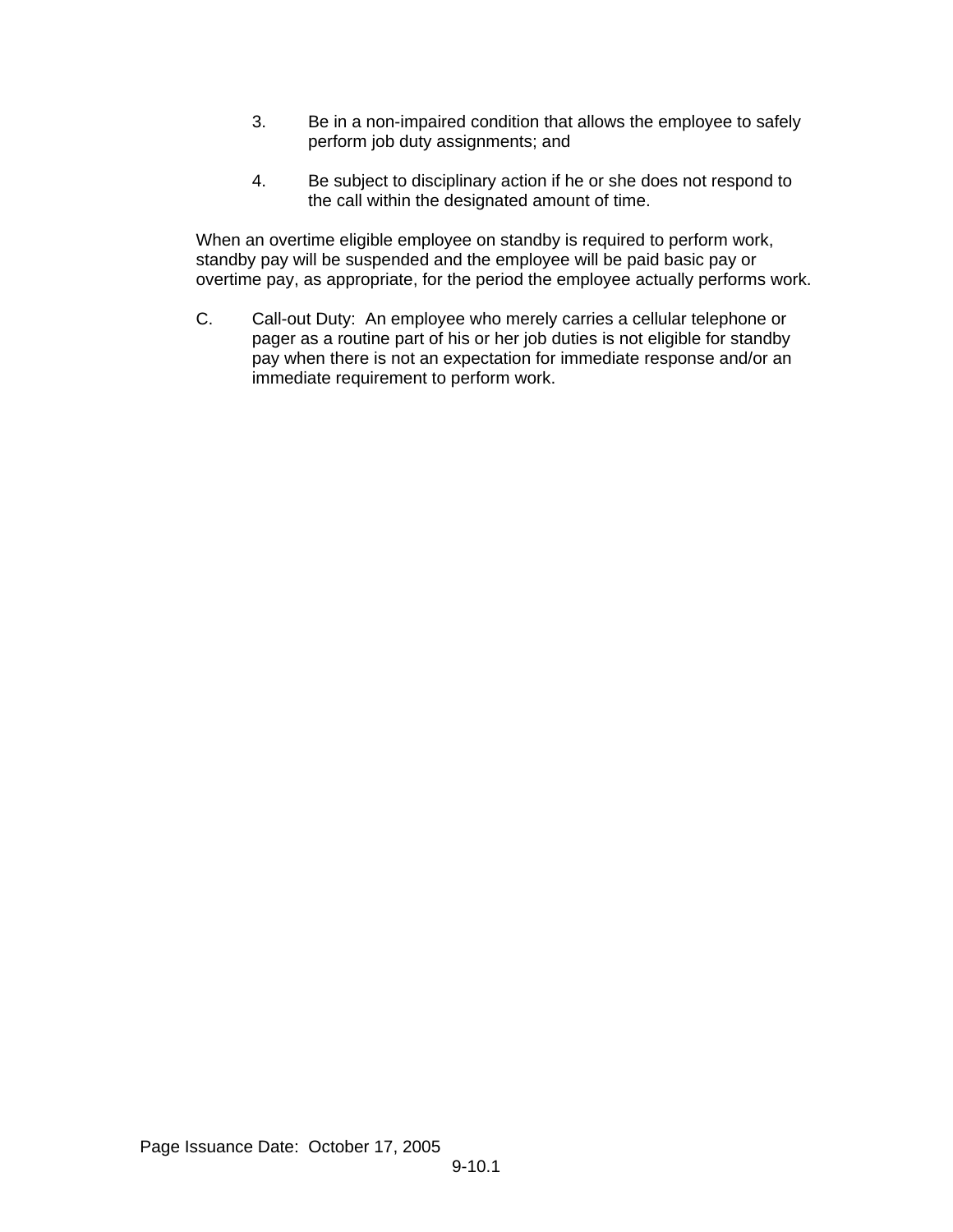3. Be in a non-impaired condition that allows the employee to safely perform job duty assignments; and

4. Be subject to disciplinary action if he or she does not respond to the call within the designated amount of time.

When an overtime eligible employee on standby is required to perform work, standby pay will be suspended and the employee will be paid basic pay or overtime pay, as appropriate, for the period the employee actually performs work.

C. Call-out Duty: An employee who merely carries a cellular telephone or pager as a routine part of his or her job duties is not eligible for standby pay when there is not an expectation for immediate response and/or an immediate requirement to perform work.